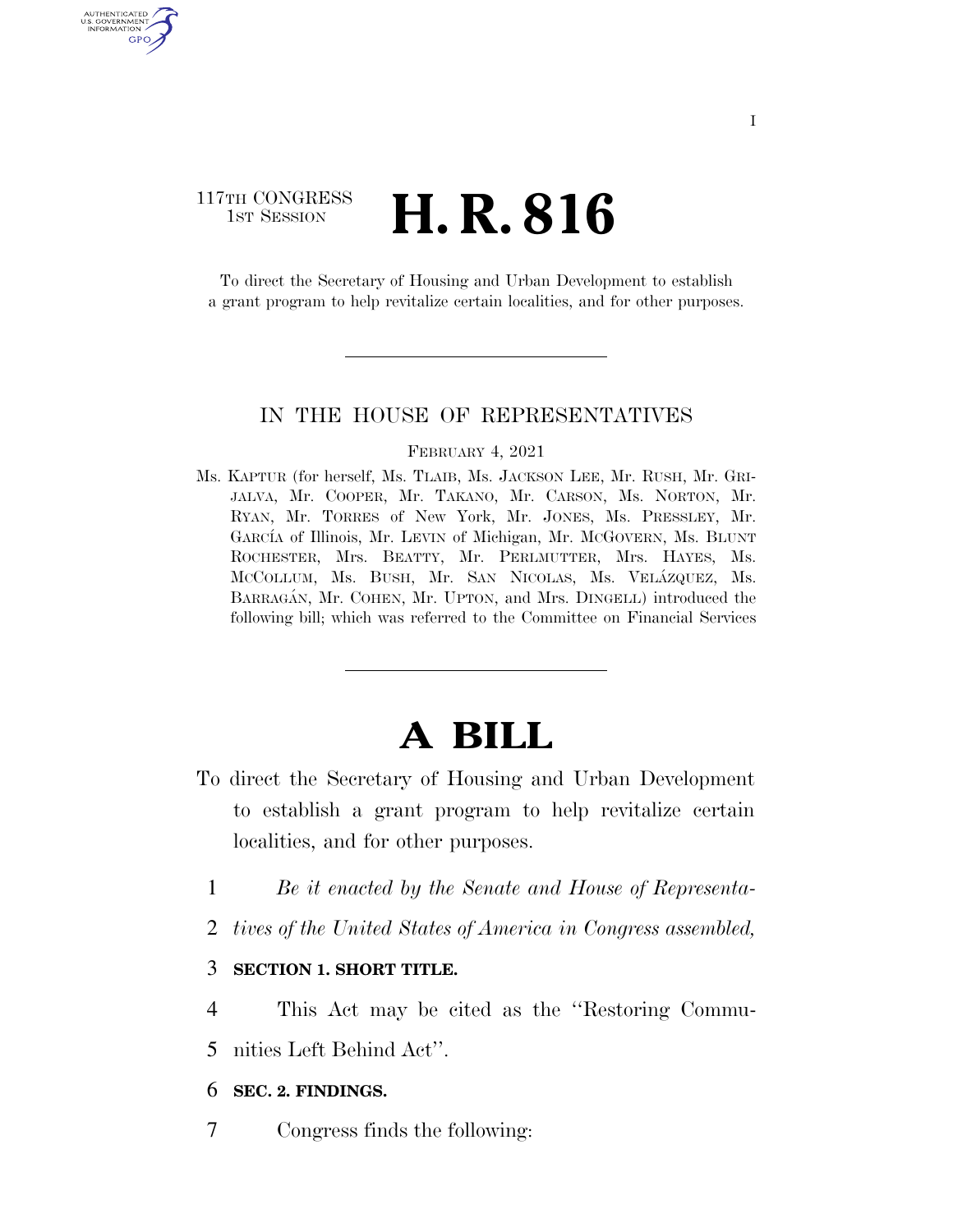117TH CONGRESS
1ST SESSION

# H. R. 816

To direct the Secretary of Housing and Urban Development to establish a grant program to help revitalize certain localities, and for other purposes.

IN THE HOUSE OF REPRESENTATIVES

FEBRUARY 4, 2021

Ms. KAPTUR (for herself, Ms. TLAIB, Ms. JACKSON LEE, Mr. RUSH, Mr. GRIJALVA, Mr. COOPER, Mr. TAKANO, Mr. CARSON, Ms. NORTON, Mr. RYAN, Mr. TORRES of New York, Mr. JONES, Ms. PRESSLEY, Mr. GARCÍA of Illinois, Mr. LEVIN of Michigan, Mr. MCGOVERN, Ms. BLUNT ROCHESTER, Mrs. BEATTY, Mr. PERLMUTTER, Mrs. HAYES, Ms. MCCOLLUM, Ms. BUSH, Mr. SAN NICOLAS, Ms. VELÁZQUEZ, Ms. BARRAGÁN, Mr. COHEN, Mr. UPTON, and Mrs. DINGELL) introduced the following bill; which was referred to the Committee on Financial Services

# A BILL

To direct the Secretary of Housing and Urban Development to establish a grant program to help revitalize certain localities, and for other purposes.

*Be it enacted by the Senate and House of Representatives of the United States of America in Congress assembled,*

**SECTION 1. SHORT TITLE.**

This Act may be cited as the ''Restoring Communities Left Behind Act''.

**SEC. 2. FINDINGS.**

Congress finds the following: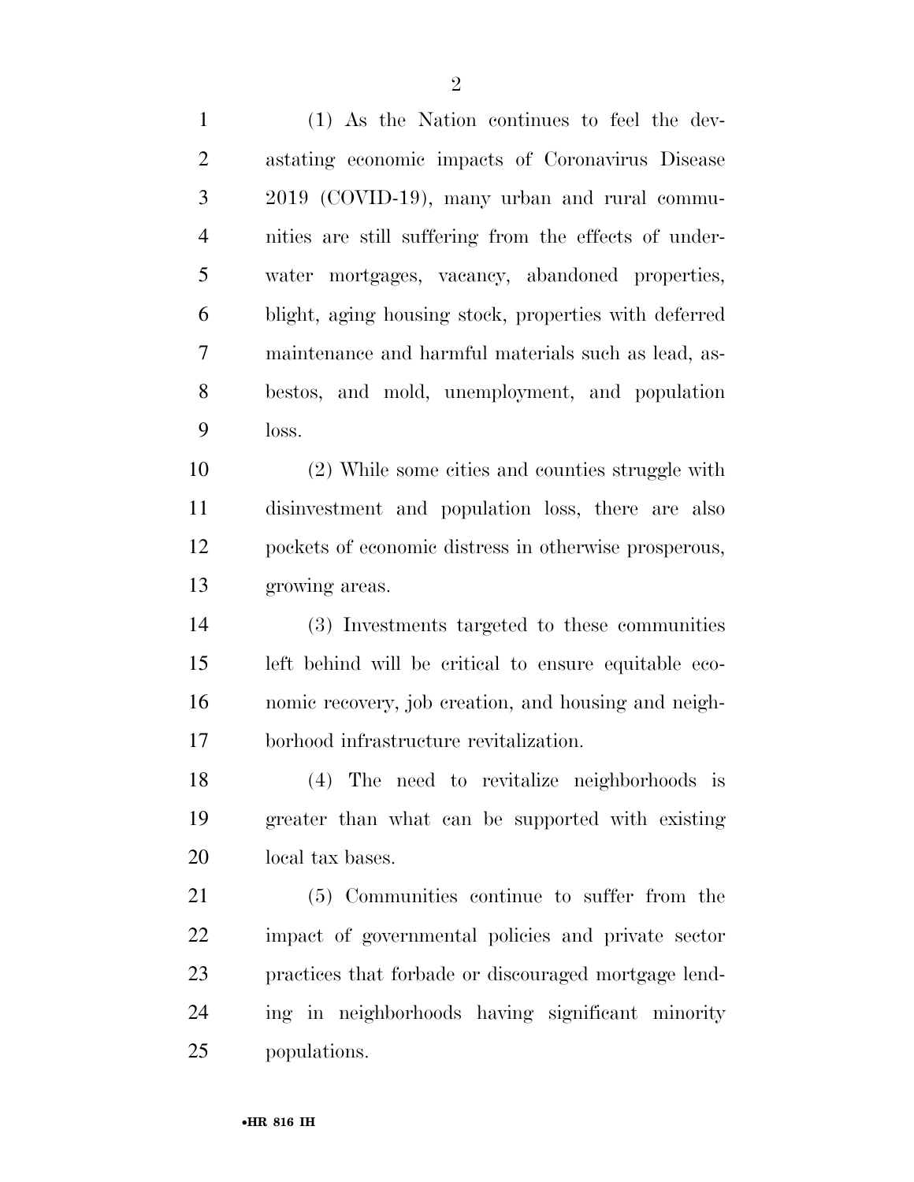(1) As the Nation continues to feel the devastating economic impacts of Coronavirus Disease 2019 (COVID-19), many urban and rural communities are still suffering from the effects of underwater mortgages, vacancy, abandoned properties, blight, aging housing stock, properties with deferred maintenance and harmful materials such as lead, asbestos, and mold, unemployment, and population loss.

(2) While some cities and counties struggle with disinvestment and population loss, there are also pockets of economic distress in otherwise prosperous, growing areas.

(3) Investments targeted to these communities left behind will be critical to ensure equitable economic recovery, job creation, and housing and neighborhood infrastructure revitalization.

(4) The need to revitalize neighborhoods is greater than what can be supported with existing local tax bases.

(5) Communities continue to suffer from the impact of governmental policies and private sector practices that forbade or discouraged mortgage lending in neighborhoods having significant minority populations.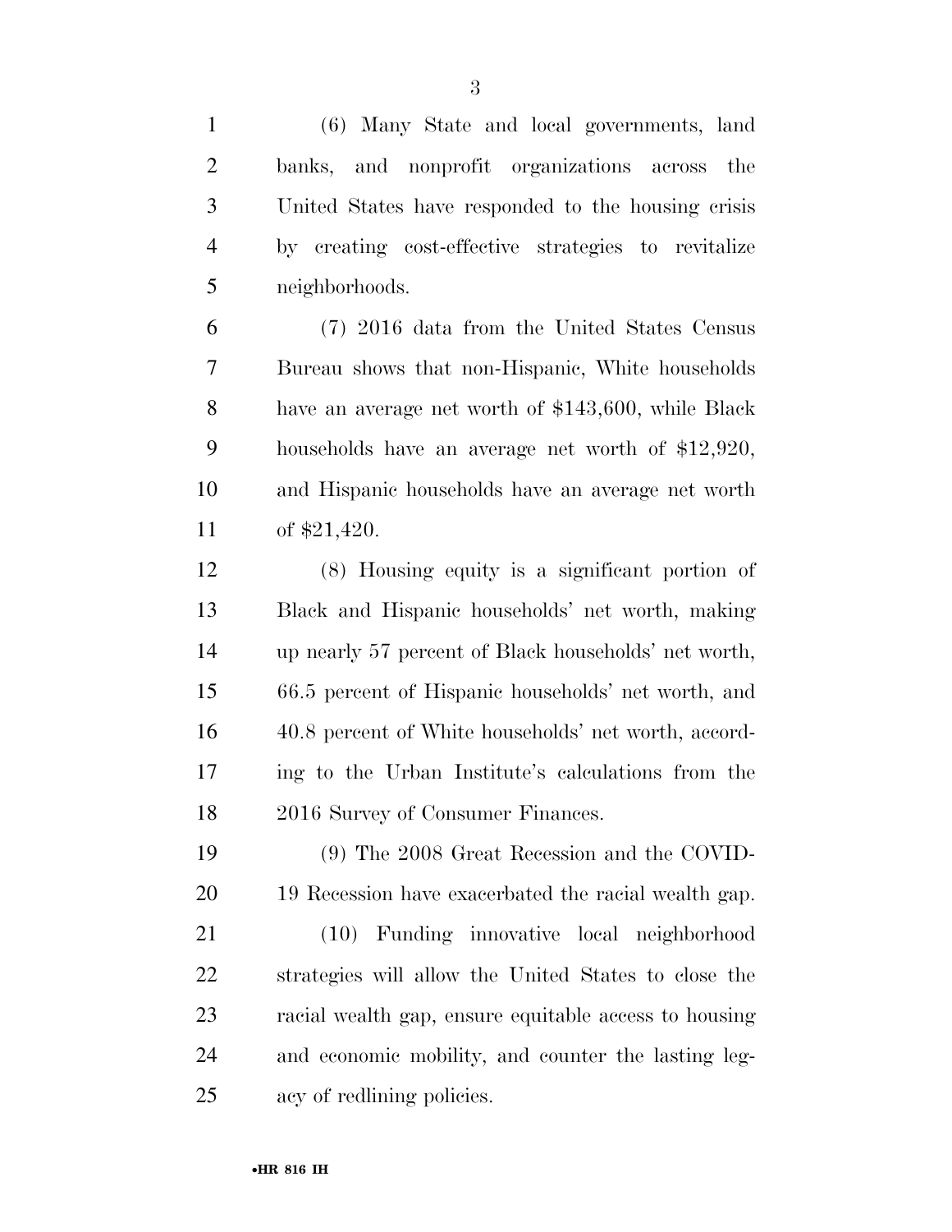(6) Many State and local governments, land banks, and nonprofit organizations across the United States have responded to the housing crisis by creating cost-effective strategies to revitalize neighborhoods.

(7) 2016 data from the United States Census Bureau shows that non-Hispanic, White households have an average net worth of $143,600, while Black households have an average net worth of $12,920, and Hispanic households have an average net worth of $21,420.

(8) Housing equity is a significant portion of Black and Hispanic households' net worth, making up nearly 57 percent of Black households' net worth, 66.5 percent of Hispanic households' net worth, and 40.8 percent of White households' net worth, according to the Urban Institute's calculations from the 2016 Survey of Consumer Finances.

(9) The 2008 Great Recession and the COVID-19 Recession have exacerbated the racial wealth gap.

(10) Funding innovative local neighborhood strategies will allow the United States to close the racial wealth gap, ensure equitable access to housing and economic mobility, and counter the lasting legacy of redlining policies.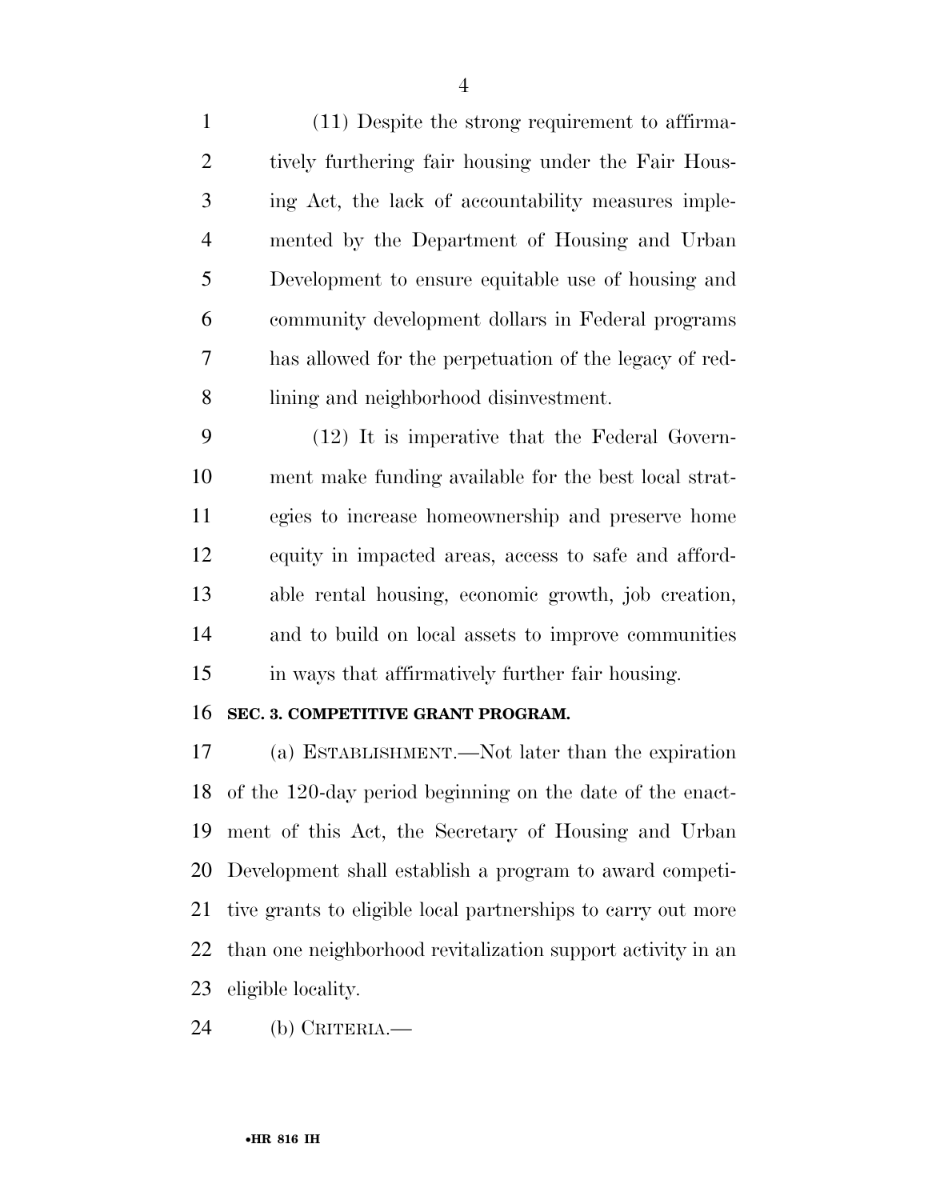(11) Despite the strong requirement to affirmatively furthering fair housing under the Fair Housing Act, the lack of accountability measures implemented by the Department of Housing and Urban Development to ensure equitable use of housing and community development dollars in Federal programs has allowed for the perpetuation of the legacy of redlining and neighborhood disinvestment.

(12) It is imperative that the Federal Government make funding available for the best local strategies to increase homeownership and preserve home equity in impacted areas, access to safe and affordable rental housing, economic growth, job creation, and to build on local assets to improve communities in ways that affirmatively further fair housing.

**SEC. 3. COMPETITIVE GRANT PROGRAM.**

(a) ESTABLISHMENT.—Not later than the expiration of the 120-day period beginning on the date of the enactment of this Act, the Secretary of Housing and Urban Development shall establish a program to award competitive grants to eligible local partnerships to carry out more than one neighborhood revitalization support activity in an eligible locality.

(b) CRITERIA.—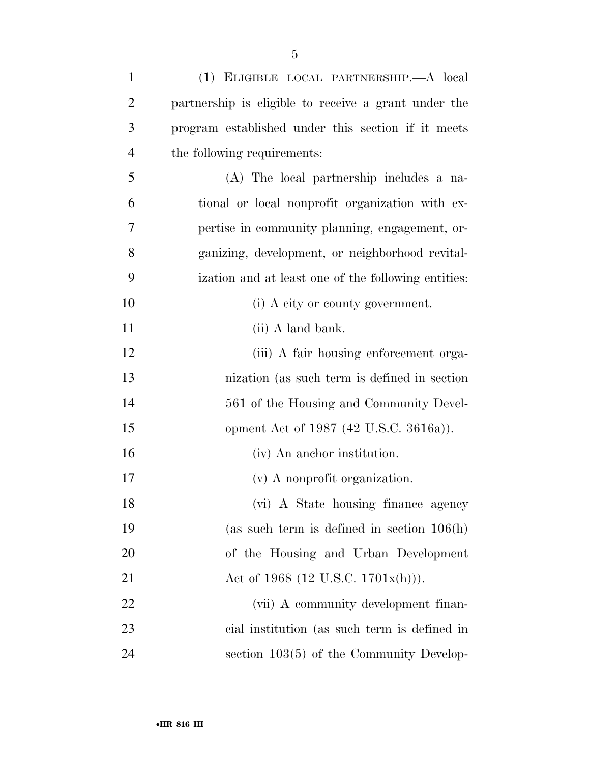(1) ELIGIBLE LOCAL PARTNERSHIP.—A local partnership is eligible to receive a grant under the program established under this section if it meets the following requirements:

(A) The local partnership includes a national or local nonprofit organization with expertise in community planning, engagement, organizing, development, or neighborhood revitalization and at least one of the following entities:

(i) A city or county government.

(ii) A land bank.

(iii) A fair housing enforcement organization (as such term is defined in section 561 of the Housing and Community Development Act of 1987 (42 U.S.C. 3616a)).

(iv) An anchor institution.

(v) A nonprofit organization.

(vi) A State housing finance agency (as such term is defined in section 106(h) of the Housing and Urban Development Act of 1968 (12 U.S.C. 1701x(h))).

(vii) A community development financial institution (as such term is defined in section 103(5) of the Community Develop-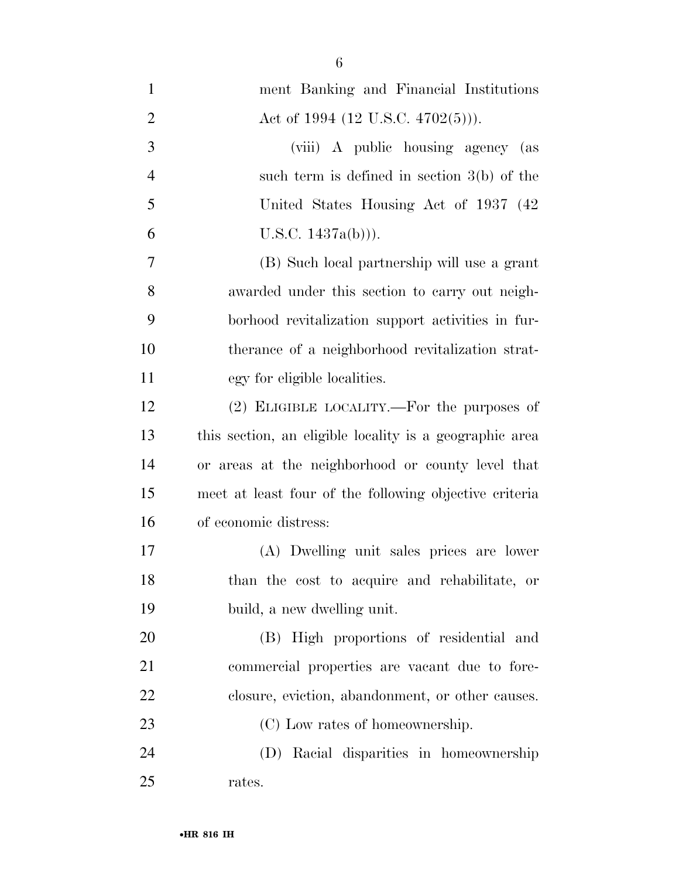ment Banking and Financial Institutions Act of 1994 (12 U.S.C. 4702(5))).

(viii) A public housing agency (as such term is defined in section 3(b) of the United States Housing Act of 1937 (42 U.S.C. 1437a(b))).

(B) Such local partnership will use a grant awarded under this section to carry out neighborhood revitalization support activities in furtherance of a neighborhood revitalization strategy for eligible localities.

(2) ELIGIBLE LOCALITY.—For the purposes of this section, an eligible locality is a geographic area or areas at the neighborhood or county level that meet at least four of the following objective criteria of economic distress:

(A) Dwelling unit sales prices are lower than the cost to acquire and rehabilitate, or build, a new dwelling unit.

(B) High proportions of residential and commercial properties are vacant due to foreclosure, eviction, abandonment, or other causes.

(C) Low rates of homeownership.

(D) Racial disparities in homeownership rates.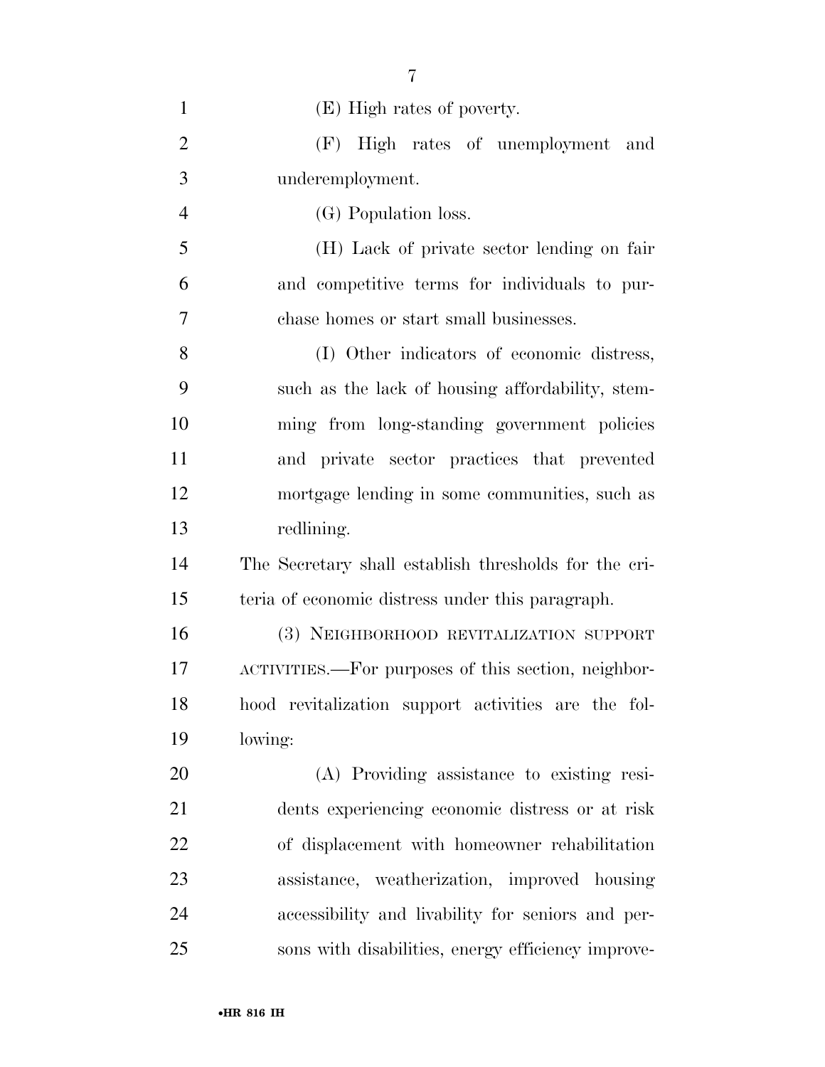(E) High rates of poverty.

(F) High rates of unemployment and underemployment.

(G) Population loss.

(H) Lack of private sector lending on fair and competitive terms for individuals to purchase homes or start small businesses.

(I) Other indicators of economic distress, such as the lack of housing affordability, stemming from long-standing government policies and private sector practices that prevented mortgage lending in some communities, such as redlining.

The Secretary shall establish thresholds for the criteria of economic distress under this paragraph.

(3) NEIGHBORHOOD REVITALIZATION SUPPORT ACTIVITIES.—For purposes of this section, neighborhood revitalization support activities are the following:

(A) Providing assistance to existing residents experiencing economic distress or at risk of displacement with homeowner rehabilitation assistance, weatherization, improved housing accessibility and livability for seniors and persons with disabilities, energy efficiency improve-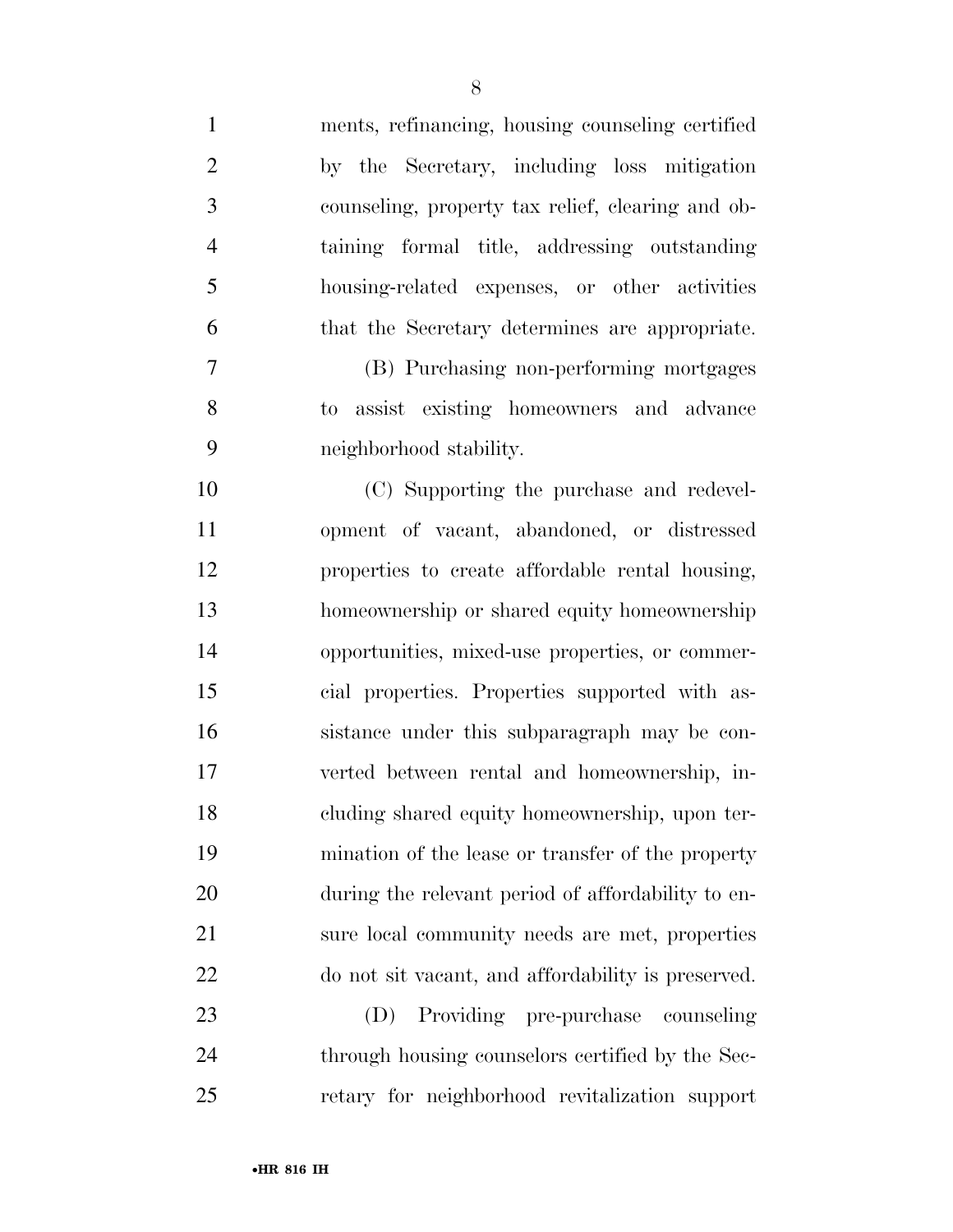ments, refinancing, housing counseling certified by the Secretary, including loss mitigation counseling, property tax relief, clearing and obtaining formal title, addressing outstanding housing-related expenses, or other activities that the Secretary determines are appropriate.

(B) Purchasing non-performing mortgages to assist existing homeowners and advance neighborhood stability.

(C) Supporting the purchase and redevelopment of vacant, abandoned, or distressed properties to create affordable rental housing, homeownership or shared equity homeownership opportunities, mixed-use properties, or commercial properties. Properties supported with assistance under this subparagraph may be converted between rental and homeownership, including shared equity homeownership, upon termination of the lease or transfer of the property during the relevant period of affordability to ensure local community needs are met, properties do not sit vacant, and affordability is preserved.

(D) Providing pre-purchase counseling through housing counselors certified by the Secretary for neighborhood revitalization support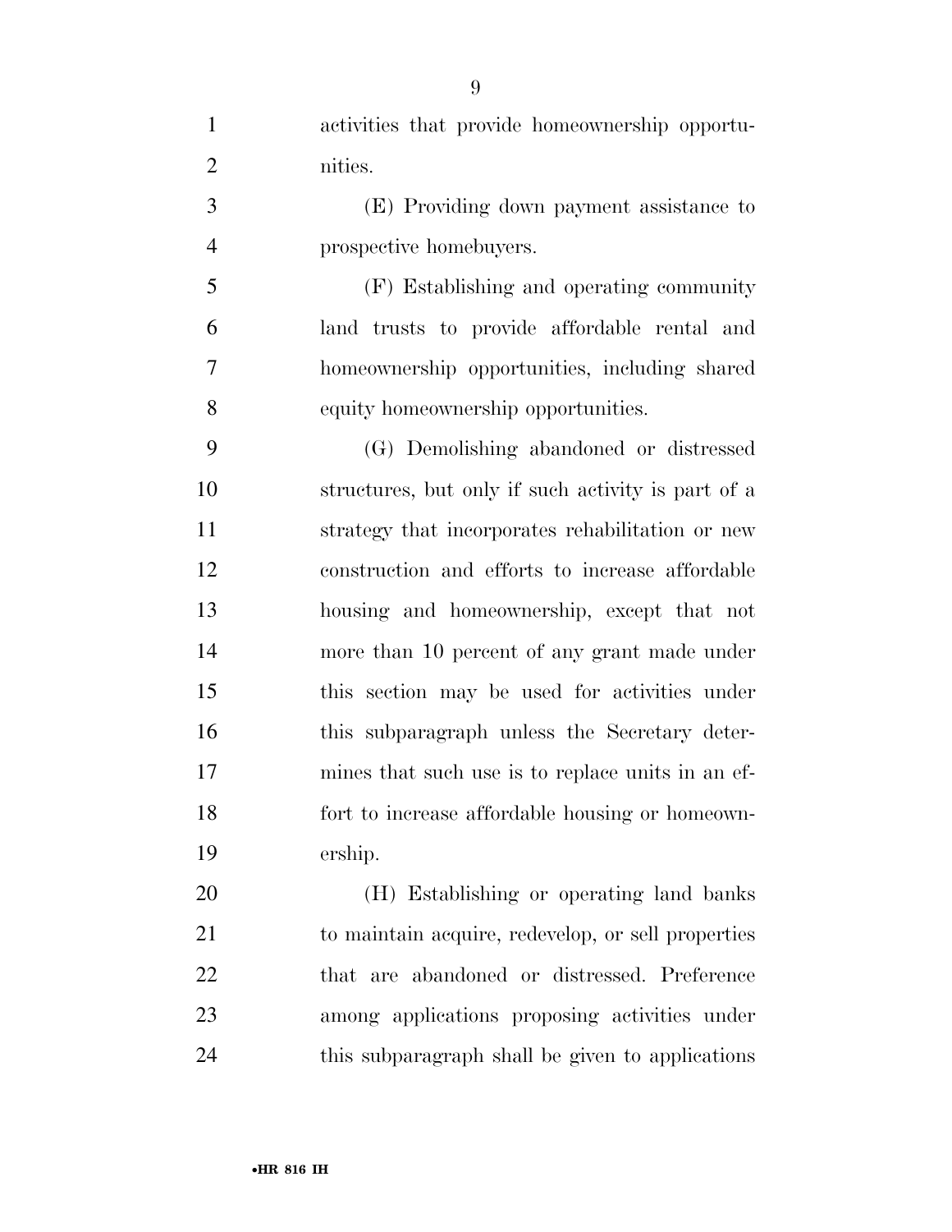activities that provide homeownership opportunities.

(E) Providing down payment assistance to prospective homebuyers.

(F) Establishing and operating community land trusts to provide affordable rental and homeownership opportunities, including shared equity homeownership opportunities.

(G) Demolishing abandoned or distressed structures, but only if such activity is part of a strategy that incorporates rehabilitation or new construction and efforts to increase affordable housing and homeownership, except that not more than 10 percent of any grant made under this section may be used for activities under this subparagraph unless the Secretary determines that such use is to replace units in an effort to increase affordable housing or homeownership.

(H) Establishing or operating land banks to maintain acquire, redevelop, or sell properties that are abandoned or distressed. Preference among applications proposing activities under this subparagraph shall be given to applications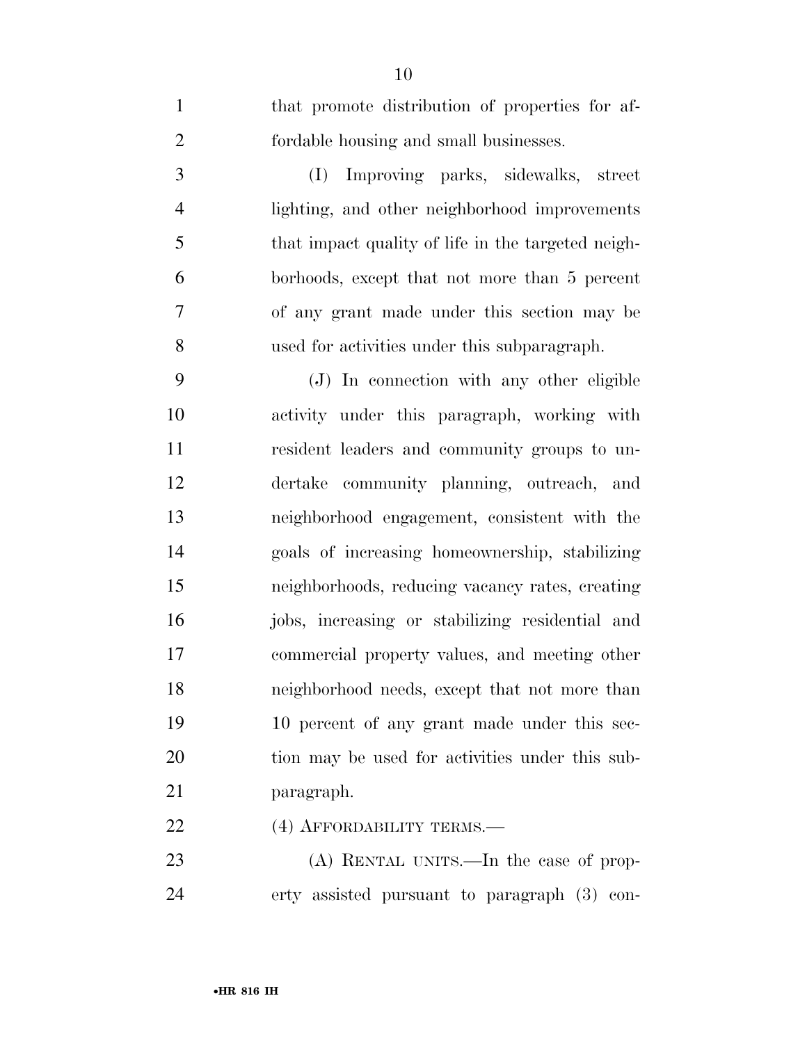that promote distribution of properties for affordable housing and small businesses.

(I) Improving parks, sidewalks, street lighting, and other neighborhood improvements that impact quality of life in the targeted neighborhoods, except that not more than 5 percent of any grant made under this section may be used for activities under this subparagraph.

(J) In connection with any other eligible activity under this paragraph, working with resident leaders and community groups to undertake community planning, outreach, and neighborhood engagement, consistent with the goals of increasing homeownership, stabilizing neighborhoods, reducing vacancy rates, creating jobs, increasing or stabilizing residential and commercial property values, and meeting other neighborhood needs, except that not more than 10 percent of any grant made under this section may be used for activities under this subparagraph.

(4) AFFORDABILITY TERMS.—

(A) RENTAL UNITS.—In the case of property assisted pursuant to paragraph (3) con-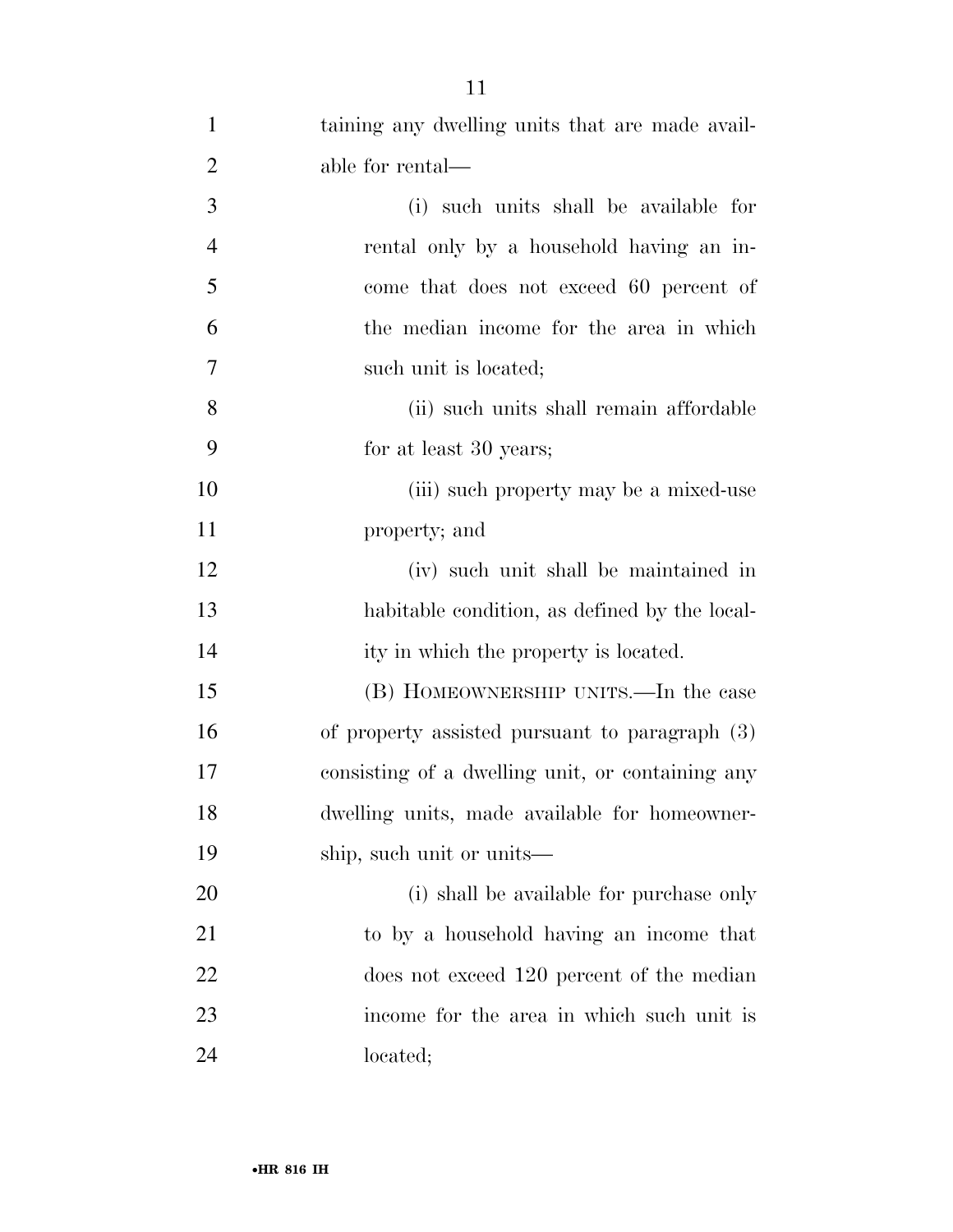taining any dwelling units that are made available for rental—

(i) such units shall be available for rental only by a household having an income that does not exceed 60 percent of the median income for the area in which such unit is located;

(ii) such units shall remain affordable for at least 30 years;

(iii) such property may be a mixed-use property; and

(iv) such unit shall be maintained in habitable condition, as defined by the locality in which the property is located.

(B) HOMEOWNERSHIP UNITS.—In the case of property assisted pursuant to paragraph (3) consisting of a dwelling unit, or containing any dwelling units, made available for homeownership, such unit or units—

(i) shall be available for purchase only to by a household having an income that does not exceed 120 percent of the median income for the area in which such unit is located;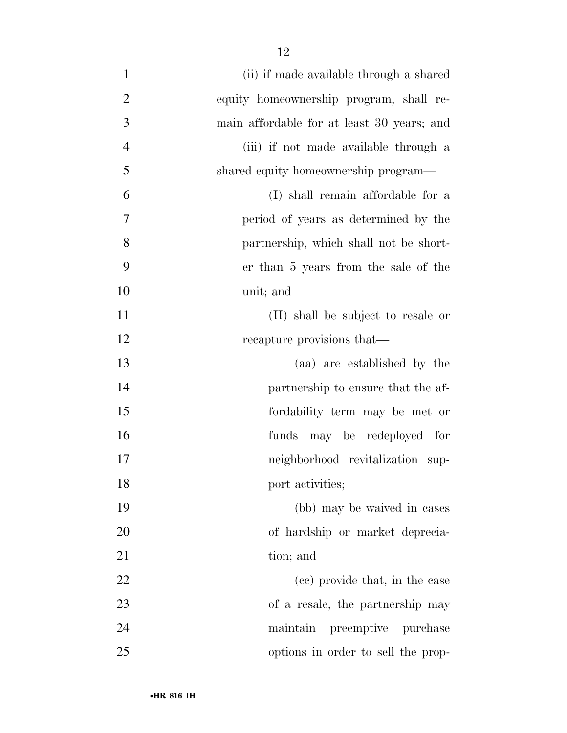(ii) if made available through a shared equity homeownership program, shall remain affordable for at least 30 years; and

(iii) if not made available through a shared equity homeownership program—

(I) shall remain affordable for a period of years as determined by the partnership, which shall not be shorter than 5 years from the sale of the unit; and

(II) shall be subject to resale or recapture provisions that—

(aa) are established by the partnership to ensure that the affordability term may be met or funds may be redeployed for neighborhood revitalization support activities;

(bb) may be waived in cases of hardship or market depreciation; and

(cc) provide that, in the case of a resale, the partnership may maintain preemptive purchase options in order to sell the prop-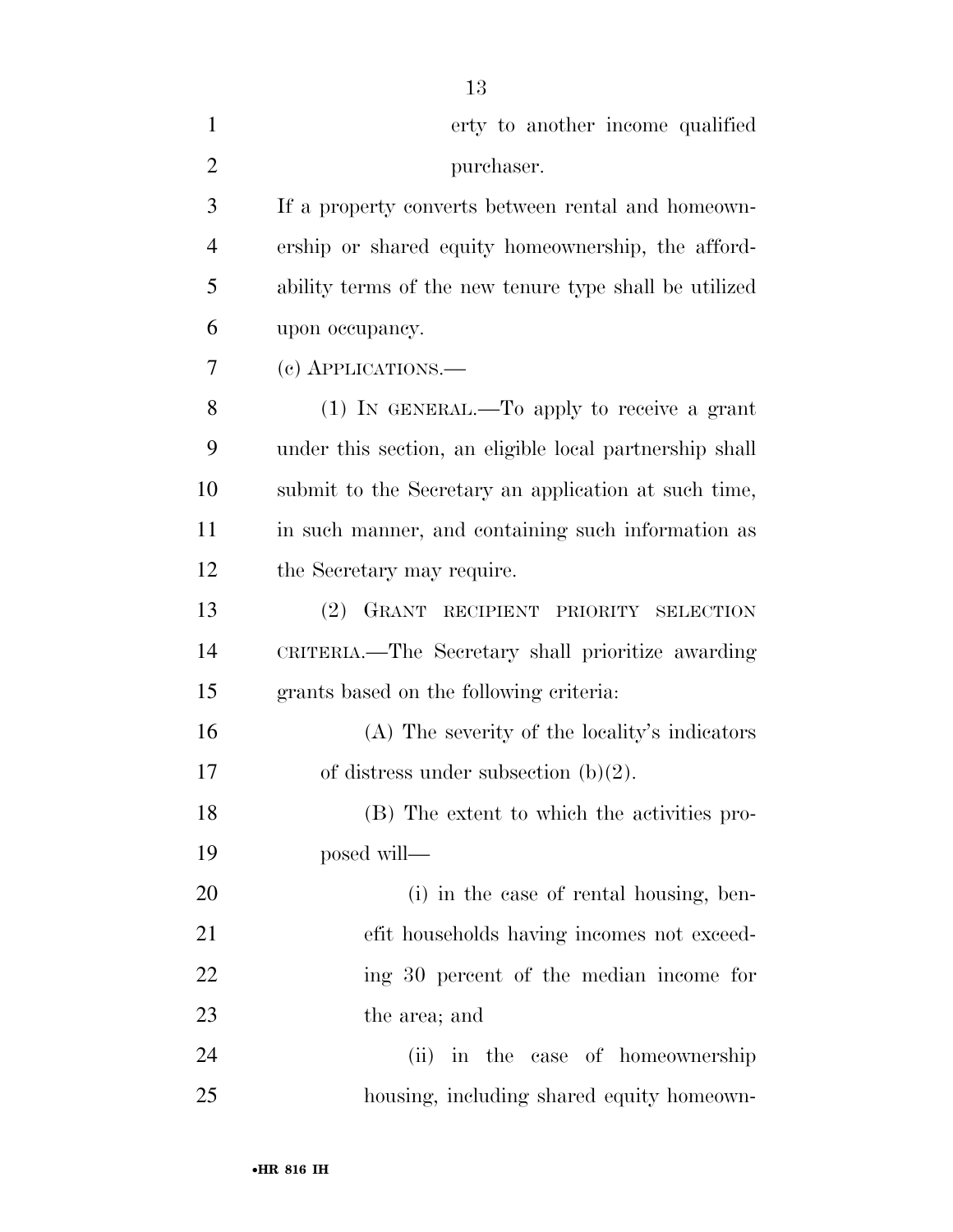erty to another income qualified purchaser.

If a property converts between rental and homeownership or shared equity homeownership, the affordability terms of the new tenure type shall be utilized upon occupancy.

(c) APPLICATIONS.—

(1) IN GENERAL.—To apply to receive a grant under this section, an eligible local partnership shall submit to the Secretary an application at such time, in such manner, and containing such information as the Secretary may require.

(2) GRANT RECIPIENT PRIORITY SELECTION CRITERIA.—The Secretary shall prioritize awarding grants based on the following criteria:

(A) The severity of the locality's indicators of distress under subsection (b)(2).

(B) The extent to which the activities proposed will—

(i) in the case of rental housing, benefit households having incomes not exceeding 30 percent of the median income for the area; and

(ii) in the case of homeownership housing, including shared equity homeown-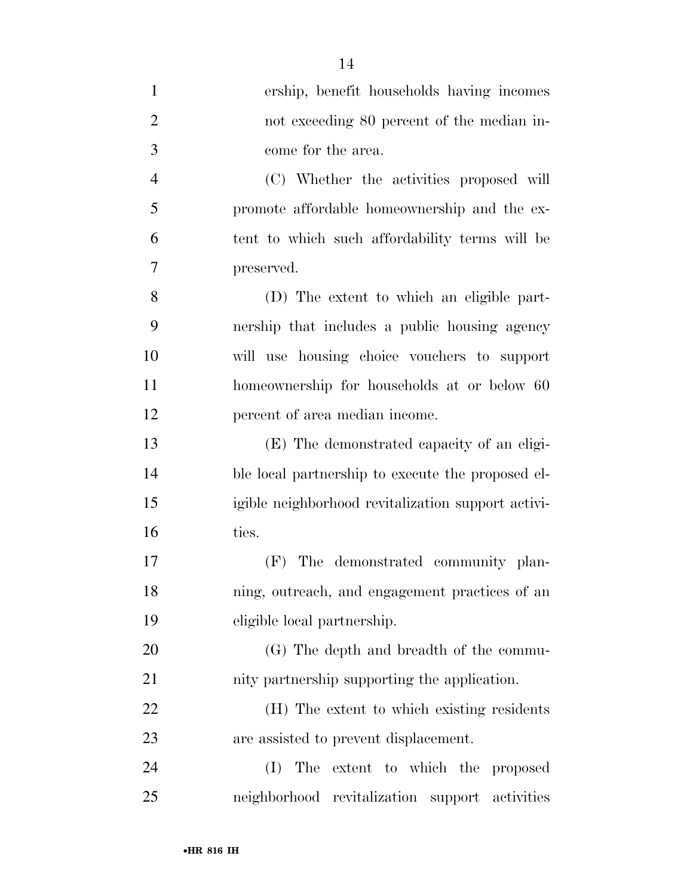ership, benefit households having incomes not exceeding 80 percent of the median income for the area.

(C) Whether the activities proposed will promote affordable homeownership and the extent to which such affordability terms will be preserved.

(D) The extent to which an eligible partnership that includes a public housing agency will use housing choice vouchers to support homeownership for households at or below 60 percent of area median income.

(E) The demonstrated capacity of an eligible local partnership to execute the proposed eligible neighborhood revitalization support activities.

(F) The demonstrated community planning, outreach, and engagement practices of an eligible local partnership.

(G) The depth and breadth of the community partnership supporting the application.

(H) The extent to which existing residents are assisted to prevent displacement.

(I) The extent to which the proposed neighborhood revitalization support activities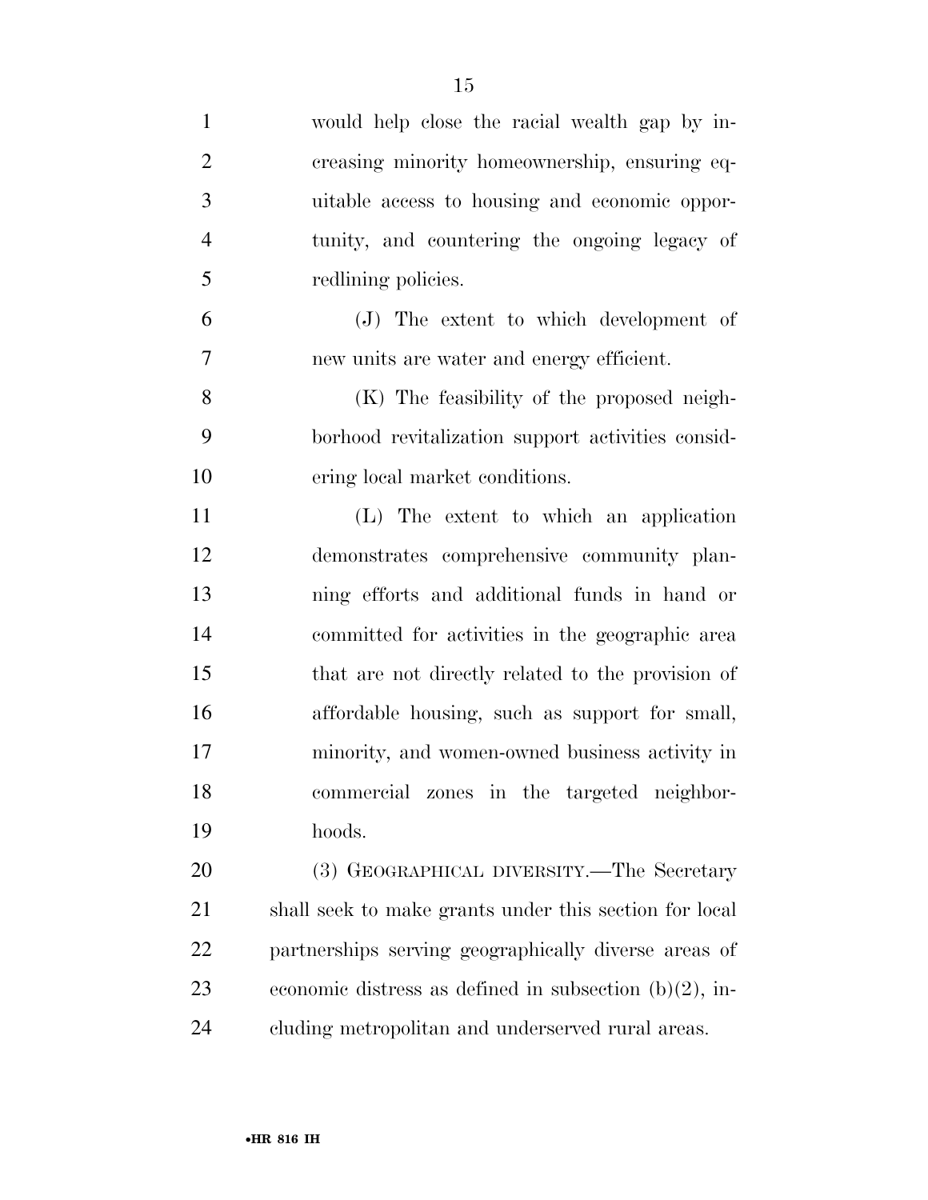would help close the racial wealth gap by increasing minority homeownership, ensuring equitable access to housing and economic opportunity, and countering the ongoing legacy of redlining policies.

(J) The extent to which development of new units are water and energy efficient.

(K) The feasibility of the proposed neighborhood revitalization support activities considering local market conditions.

(L) The extent to which an application demonstrates comprehensive community planning efforts and additional funds in hand or committed for activities in the geographic area that are not directly related to the provision of affordable housing, such as support for small, minority, and women-owned business activity in commercial zones in the targeted neighborhoods.

(3) GEOGRAPHICAL DIVERSITY.—The Secretary shall seek to make grants under this section for local partnerships serving geographically diverse areas of economic distress as defined in subsection (b)(2), including metropolitan and underserved rural areas.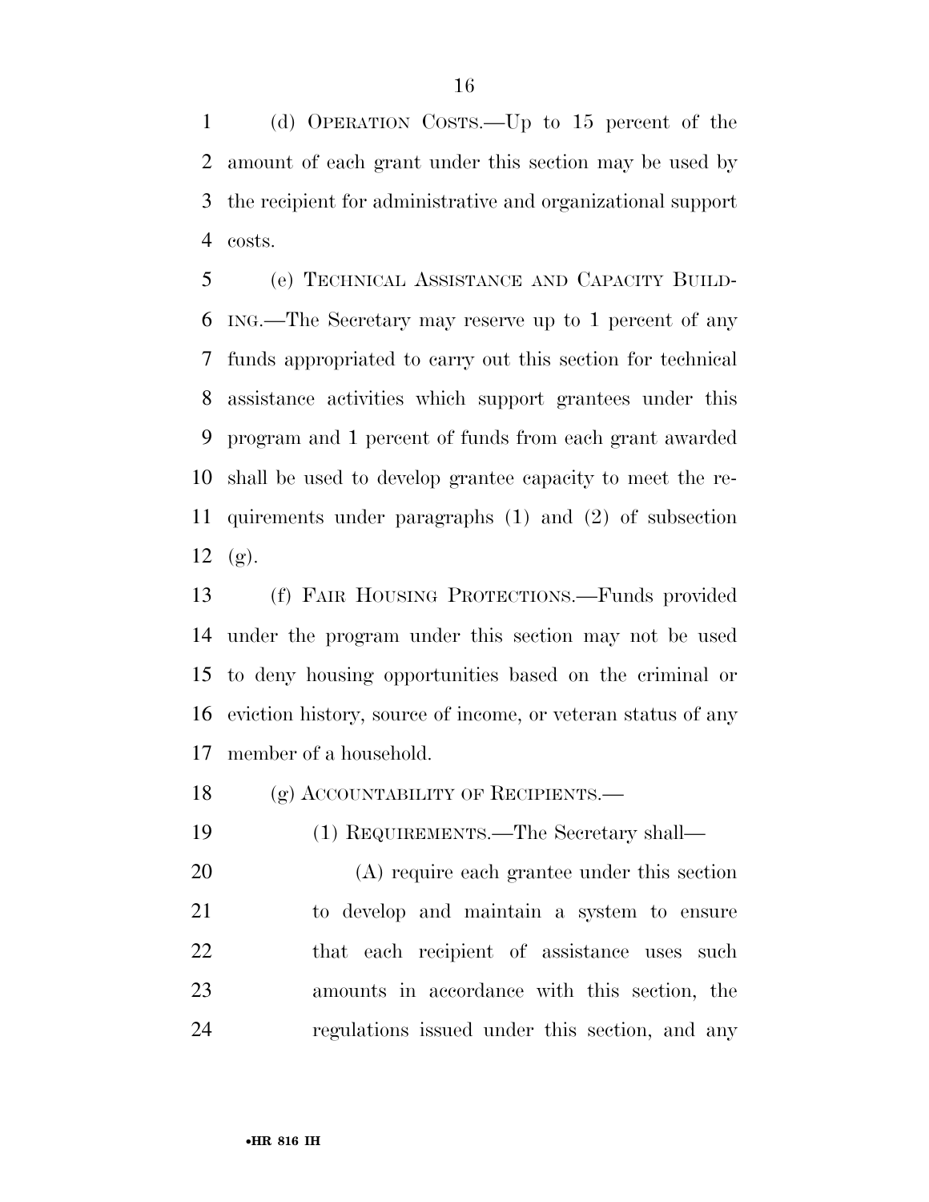(d) OPERATION COSTS.—Up to 15 percent of the amount of each grant under this section may be used by the recipient for administrative and organizational support costs.

(e) TECHNICAL ASSISTANCE AND CAPACITY BUILDING.—The Secretary may reserve up to 1 percent of any funds appropriated to carry out this section for technical assistance activities which support grantees under this program and 1 percent of funds from each grant awarded shall be used to develop grantee capacity to meet the requirements under paragraphs (1) and (2) of subsection (g).

(f) FAIR HOUSING PROTECTIONS.—Funds provided under the program under this section may not be used to deny housing opportunities based on the criminal or eviction history, source of income, or veteran status of any member of a household.

(g) ACCOUNTABILITY OF RECIPIENTS.—

(1) REQUIREMENTS.—The Secretary shall—

(A) require each grantee under this section to develop and maintain a system to ensure that each recipient of assistance uses such amounts in accordance with this section, the regulations issued under this section, and any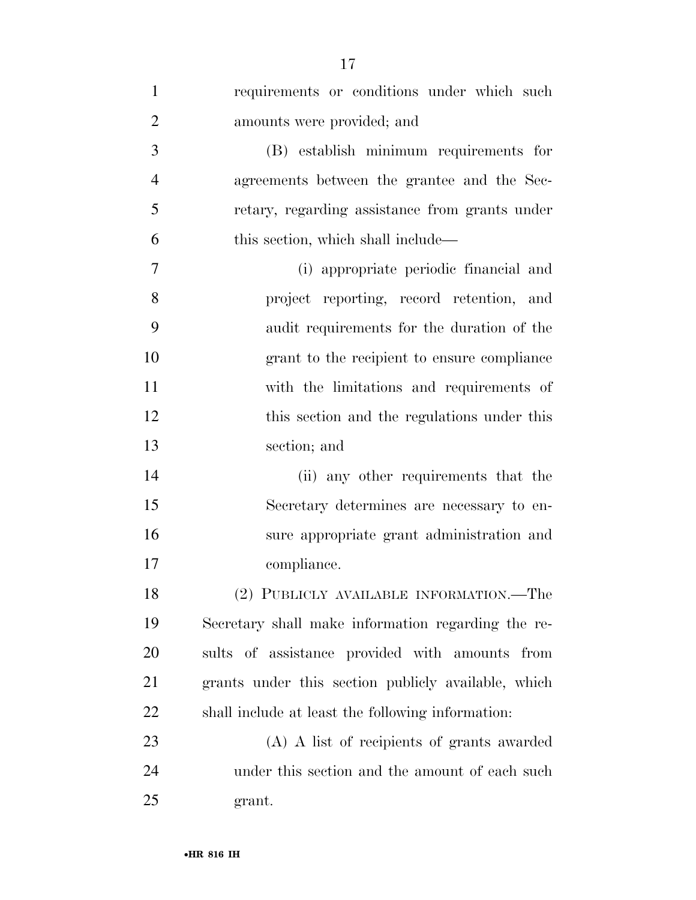requirements or conditions under which such amounts were provided; and

(B) establish minimum requirements for agreements between the grantee and the Secretary, regarding assistance from grants under this section, which shall include—

(i) appropriate periodic financial and project reporting, record retention, and audit requirements for the duration of the grant to the recipient to ensure compliance with the limitations and requirements of this section and the regulations under this section; and

(ii) any other requirements that the Secretary determines are necessary to ensure appropriate grant administration and compliance.

(2) PUBLICLY AVAILABLE INFORMATION.—The Secretary shall make information regarding the results of assistance provided with amounts from grants under this section publicly available, which shall include at least the following information:

(A) A list of recipients of grants awarded under this section and the amount of each such grant.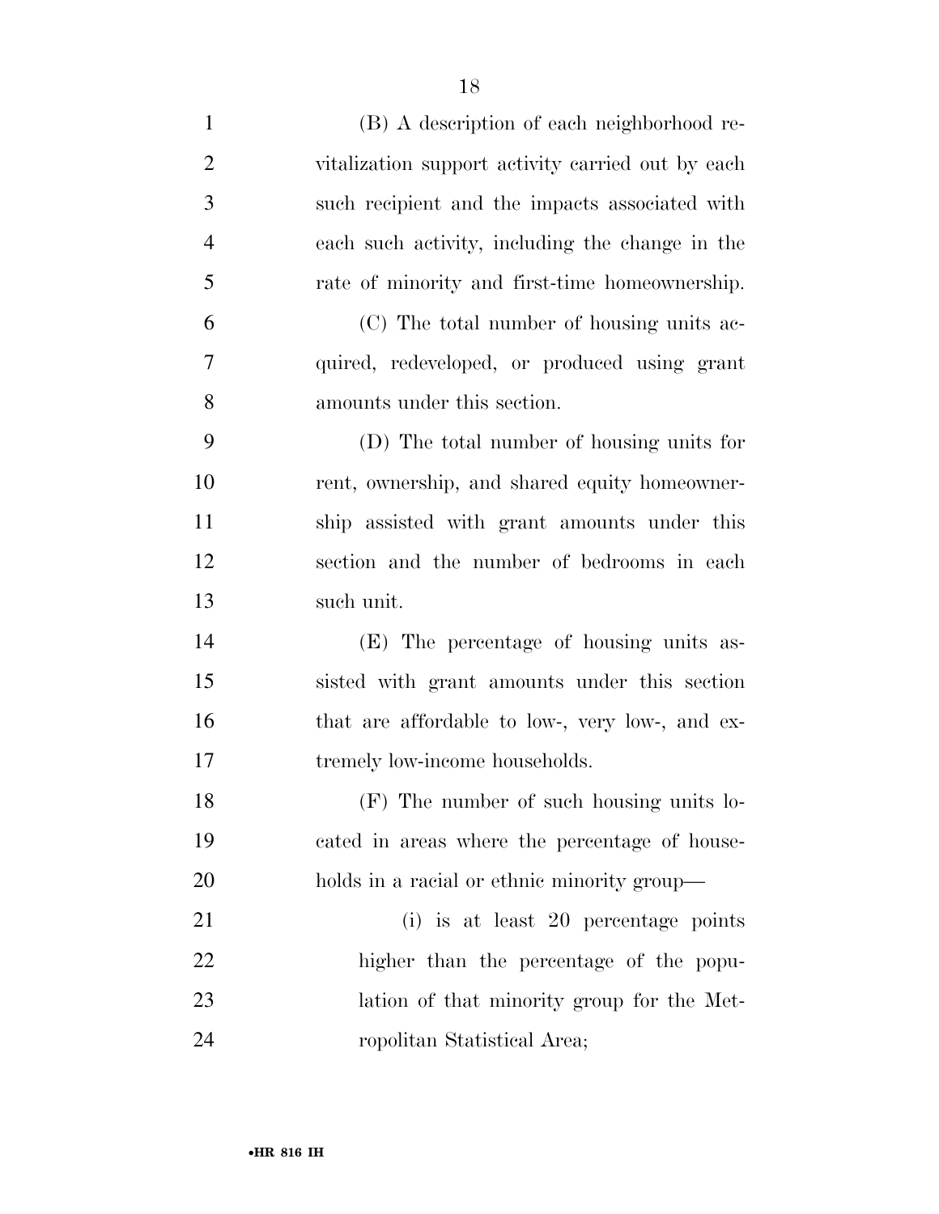(B) A description of each neighborhood revitalization support activity carried out by each such recipient and the impacts associated with each such activity, including the change in the rate of minority and first-time homeownership.

(C) The total number of housing units acquired, redeveloped, or produced using grant amounts under this section.

(D) The total number of housing units for rent, ownership, and shared equity homeownership assisted with grant amounts under this section and the number of bedrooms in each such unit.

(E) The percentage of housing units assisted with grant amounts under this section that are affordable to low-, very low-, and extremely low-income households.

(F) The number of such housing units located in areas where the percentage of households in a racial or ethnic minority group—

(i) is at least 20 percentage points higher than the percentage of the population of that minority group for the Metropolitan Statistical Area;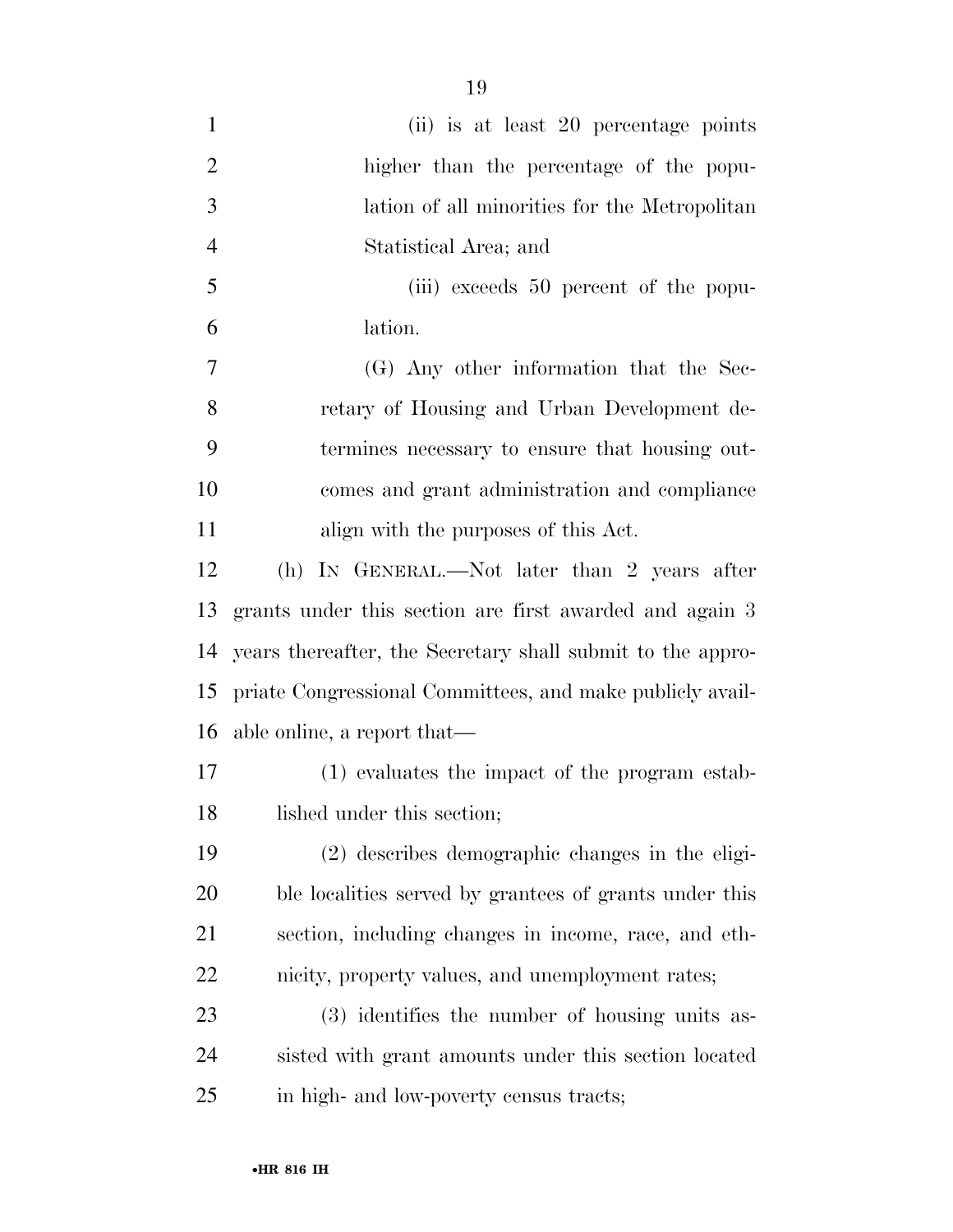(ii) is at least 20 percentage points higher than the percentage of the population of all minorities for the Metropolitan Statistical Area; and

(iii) exceeds 50 percent of the population.

(G) Any other information that the Secretary of Housing and Urban Development determines necessary to ensure that housing outcomes and grant administration and compliance align with the purposes of this Act.

(h) IN GENERAL.—Not later than 2 years after grants under this section are first awarded and again 3 years thereafter, the Secretary shall submit to the appropriate Congressional Committees, and make publicly available online, a report that—

(1) evaluates the impact of the program established under this section;

(2) describes demographic changes in the eligible localities served by grantees of grants under this section, including changes in income, race, and ethnicity, property values, and unemployment rates;

(3) identifies the number of housing units assisted with grant amounts under this section located in high- and low-poverty census tracts;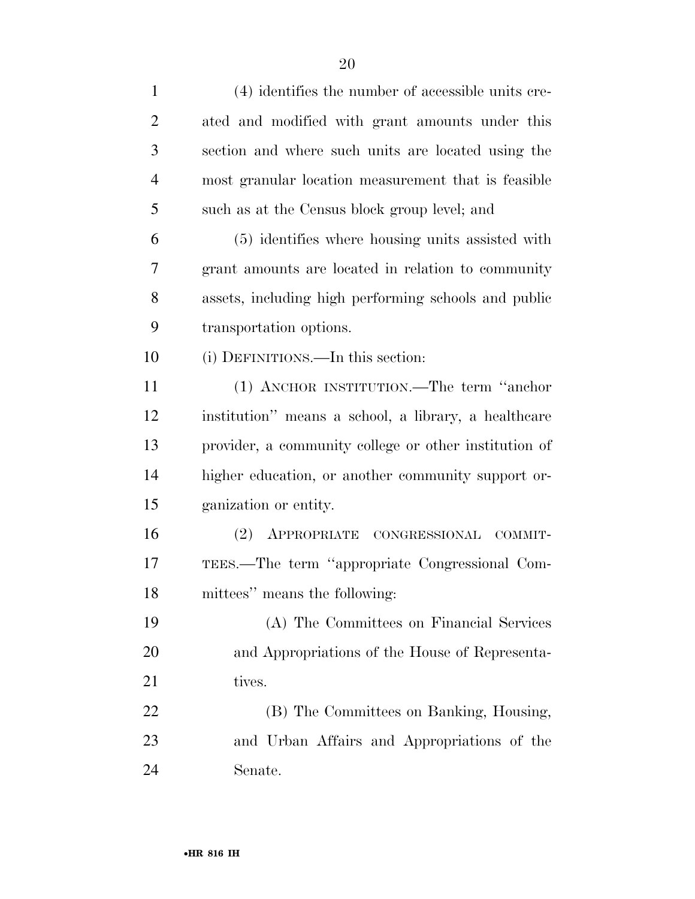(4) identifies the number of accessible units created and modified with grant amounts under this section and where such units are located using the most granular location measurement that is feasible such as at the Census block group level; and

(5) identifies where housing units assisted with grant amounts are located in relation to community assets, including high performing schools and public transportation options.

(i) DEFINITIONS.—In this section:

(1) ANCHOR INSTITUTION.—The term ''anchor institution'' means a school, a library, a healthcare provider, a community college or other institution of higher education, or another community support organization or entity.

(2) APPROPRIATE CONGRESSIONAL COMMITTEES.—The term ''appropriate Congressional Committees'' means the following:

(A) The Committees on Financial Services and Appropriations of the House of Representatives.

(B) The Committees on Banking, Housing, and Urban Affairs and Appropriations of the Senate.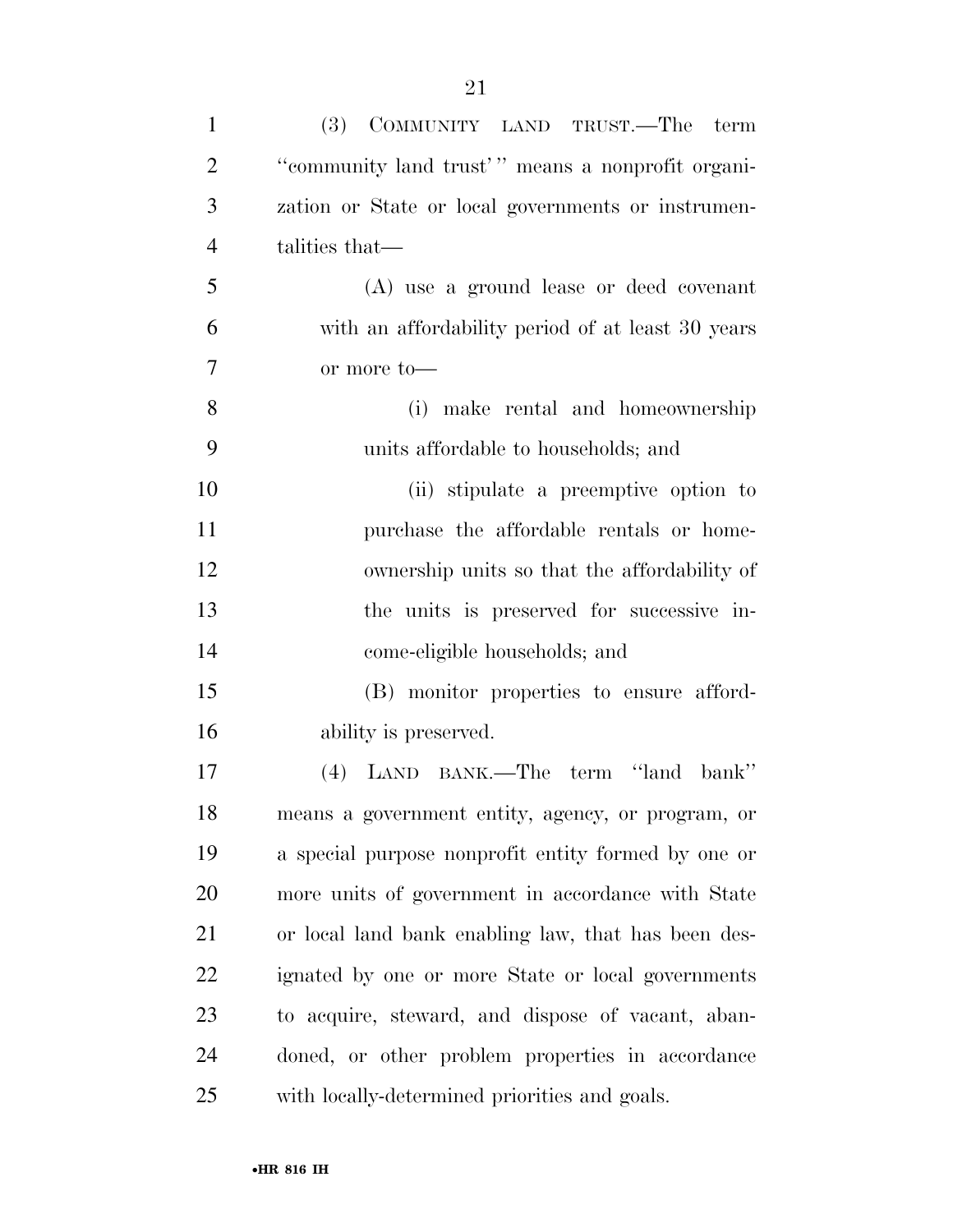(3) COMMUNITY LAND TRUST.—The term ''community land trust' '' means a nonprofit organization or State or local governments or instrumentalities that—

(A) use a ground lease or deed covenant with an affordability period of at least 30 years or more to—

(i) make rental and homeownership units affordable to households; and

(ii) stipulate a preemptive option to purchase the affordable rentals or homeownership units so that the affordability of the units is preserved for successive income-eligible households; and

(B) monitor properties to ensure affordability is preserved.

(4) LAND BANK.—The term ''land bank'' means a government entity, agency, or program, or a special purpose nonprofit entity formed by one or more units of government in accordance with State or local land bank enabling law, that has been designated by one or more State or local governments to acquire, steward, and dispose of vacant, abandoned, or other problem properties in accordance with locally-determined priorities and goals.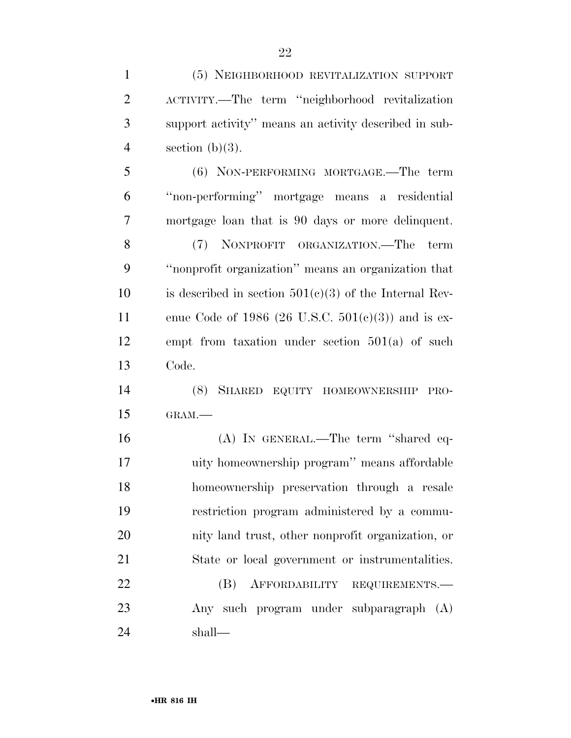(5) NEIGHBORHOOD REVITALIZATION SUPPORT ACTIVITY.—The term ''neighborhood revitalization support activity'' means an activity described in subsection (b)(3).

(6) NON-PERFORMING MORTGAGE.—The term ''non-performing'' mortgage means a residential mortgage loan that is 90 days or more delinquent.

(7) NONPROFIT ORGANIZATION.—The term ''nonprofit organization'' means an organization that is described in section 501(c)(3) of the Internal Revenue Code of 1986 (26 U.S.C. 501(c)(3)) and is exempt from taxation under section 501(a) of such Code.

(8) SHARED EQUITY HOMEOWNERSHIP PROGRAM.—

(A) IN GENERAL.—The term ''shared equity homeownership program'' means affordable homeownership preservation through a resale restriction program administered by a community land trust, other nonprofit organization, or State or local government or instrumentalities.

(B) AFFORDABILITY REQUIREMENTS.—Any such program under subparagraph (A) shall—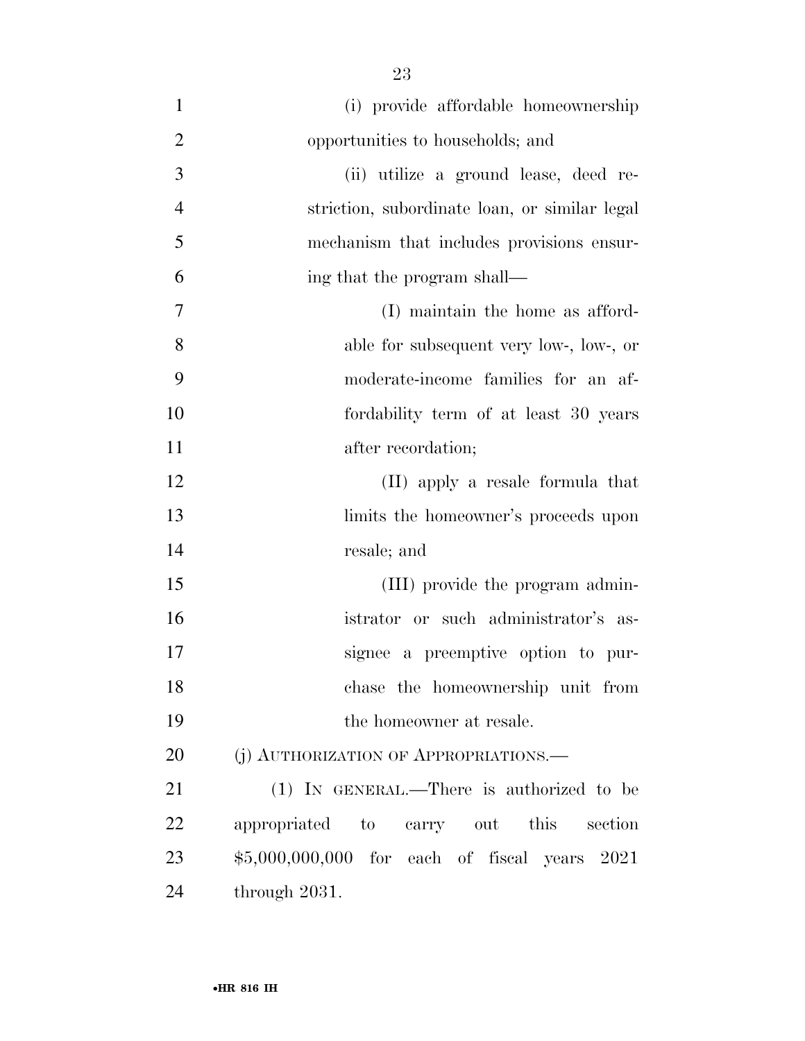(i) provide affordable homeownership opportunities to households; and

(ii) utilize a ground lease, deed restriction, subordinate loan, or similar legal mechanism that includes provisions ensuring that the program shall—

(I) maintain the home as affordable for subsequent very low-, low-, or moderate-income families for an affordability term of at least 30 years after recordation;

(II) apply a resale formula that limits the homeowner's proceeds upon resale; and

(III) provide the program administrator or such administrator's assignee a preemptive option to purchase the homeownership unit from the homeowner at resale.

(j) AUTHORIZATION OF APPROPRIATIONS.—

(1) IN GENERAL.—There is authorized to be appropriated to carry out this section $5,000,000,000 for each of fiscal years 2021 through 2031.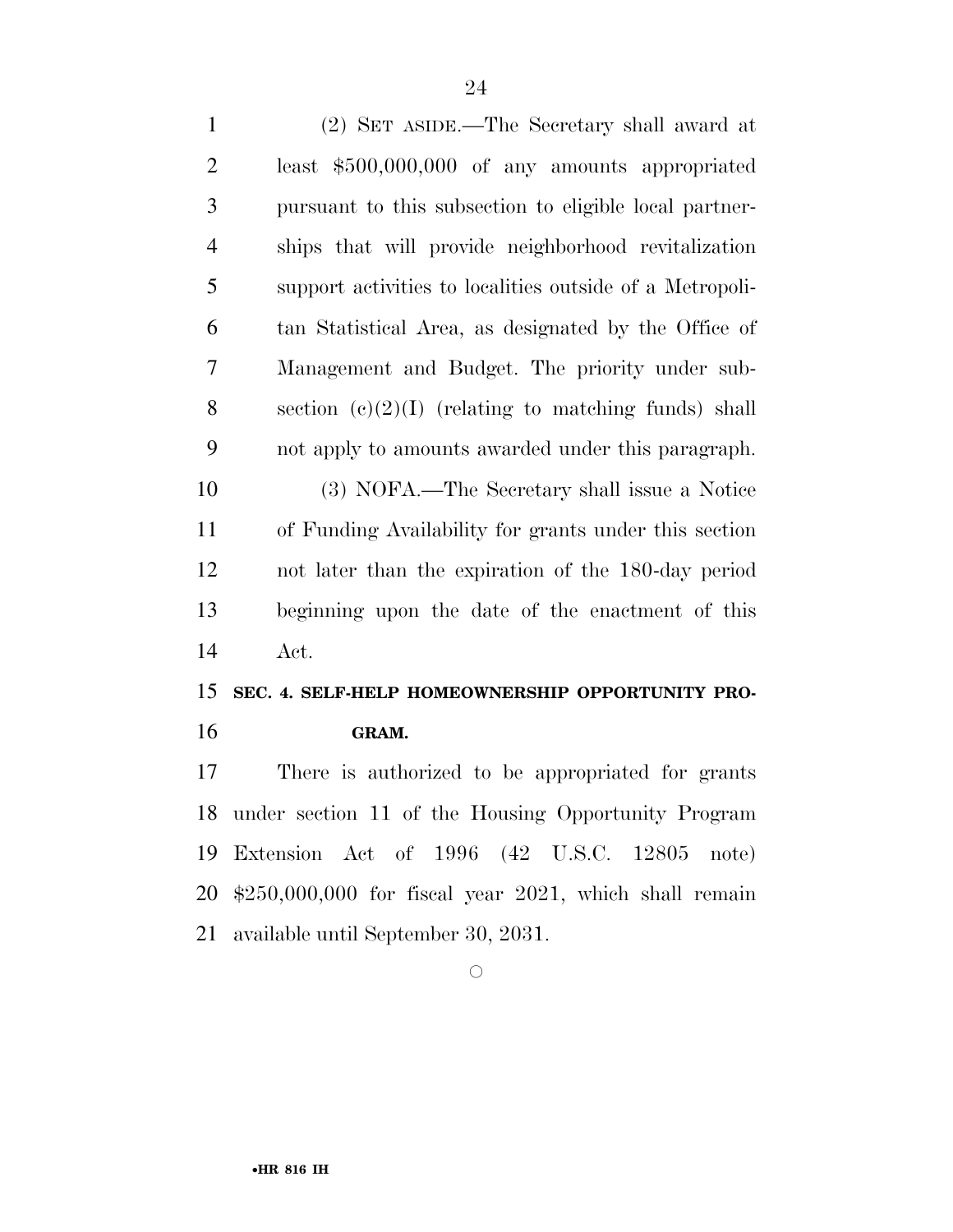(2) SET ASIDE.—The Secretary shall award at least $500,000,000 of any amounts appropriated pursuant to this subsection to eligible local partnerships that will provide neighborhood revitalization support activities to localities outside of a Metropolitan Statistical Area, as designated by the Office of Management and Budget. The priority under subsection (c)(2)(I) (relating to matching funds) shall not apply to amounts awarded under this paragraph.

(3) NOFA.—The Secretary shall issue a Notice of Funding Availability for grants under this section not later than the expiration of the 180-day period beginning upon the date of the enactment of this Act.

## SEC. 4. SELF-HELP HOMEOWNERSHIP OPPORTUNITY PROGRAM.

There is authorized to be appropriated for grants under section 11 of the Housing Opportunity Program Extension Act of 1996 (42 U.S.C. 12805 note) $250,000,000 for fiscal year 2021, which shall remain available until September 30, 2031.

○